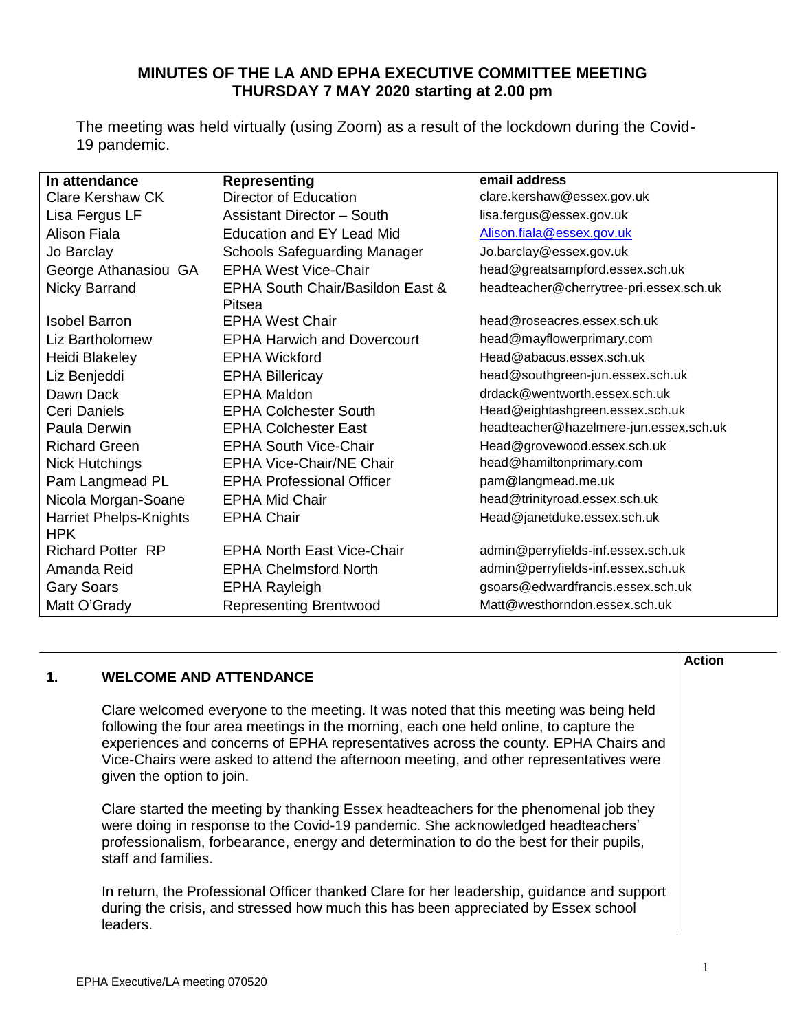# MINUTES OF THE LA AND EPHA EXECUTIVE COMMITTEE MEETING THURSDAY 7 MAY 2020 starting at 2.00 pm

The meeting was held virtually (using Zoom) as a result of the lockdown during the Covid-19 pandemic.

| In attendance | Representing | email address |
|---|---|---|
| Clare Kershaw CK | Director of Education | clare.kershaw@essex.gov.uk |
| Lisa Fergus LF | Assistant Director – South | lisa.fergus@essex.gov.uk |
| Alison Fiala | Education and EY Lead Mid | Alison.fiala@essex.gov.uk |
| Jo Barclay | Schools Safeguarding Manager | Jo.barclay@essex.gov.uk |
| George Athanasiou GA | EPHA West Vice-Chair | head@greatsampford.essex.sch.uk |
| Nicky Barrand | EPHA South Chair/Basildon East & Pitsea | headteacher@cherrytree-pri.essex.sch.uk |
| Isobel Barron | EPHA West Chair | head@roseacres.essex.sch.uk |
| Liz Bartholomew | EPHA Harwich and Dovercourt | head@mayflowerprimary.com |
| Heidi Blakeley | EPHA Wickford | Head@abacus.essex.sch.uk |
| Liz Benjeddi | EPHA Billericay | head@southgreen-jun.essex.sch.uk |
| Dawn Dack | EPHA Maldon | drdack@wentworth.essex.sch.uk |
| Ceri Daniels | EPHA Colchester South | Head@eightashgreen.essex.sch.uk |
| Paula Derwin | EPHA Colchester East | headteacher@hazelmere-jun.essex.sch.uk |
| Richard Green | EPHA South Vice-Chair | Head@grovewood.essex.sch.uk |
| Nick Hutchings | EPHA Vice-Chair/NE Chair | head@hamiltonprimary.com |
| Pam Langmead PL | EPHA Professional Officer | pam@langmead.me.uk |
| Nicola Morgan-Soane | EPHA Mid Chair | head@trinityroad.essex.sch.uk |
| Harriet Phelps-Knights HPK | EPHA Chair | Head@janetduke.essex.sch.uk |
| Richard Potter RP | EPHA North East Vice-Chair | admin@perryfields-inf.essex.sch.uk |
| Amanda Reid | EPHA Chelmsford North | admin@perryfields-inf.essex.sch.uk |
| Gary Soars | EPHA Rayleigh | gsoars@edwardfrancis.essex.sch.uk |
| Matt O'Grady | Representing Brentwood | Matt@westhorndon.essex.sch.uk |

| | | Action |
|---|---|---|
| **1.** | **WELCOME AND ATTENDANCE** | |
| | Clare welcomed everyone to the meeting. It was noted that this meeting was being held following the four area meetings in the morning, each one held online, to capture the experiences and concerns of EPHA representatives across the county. EPHA Chairs and Vice-Chairs were asked to attend the afternoon meeting, and other representatives were given the option to join. | |
| | Clare started the meeting by thanking Essex headteachers for the phenomenal job they were doing in response to the Covid-19 pandemic. She acknowledged headteachers' professionalism, forbearance, energy and determination to do the best for their pupils, staff and families. | |
| | In return, the Professional Officer thanked Clare for her leadership, guidance and support during the crisis, and stressed how much this has been appreciated by Essex school leaders. | |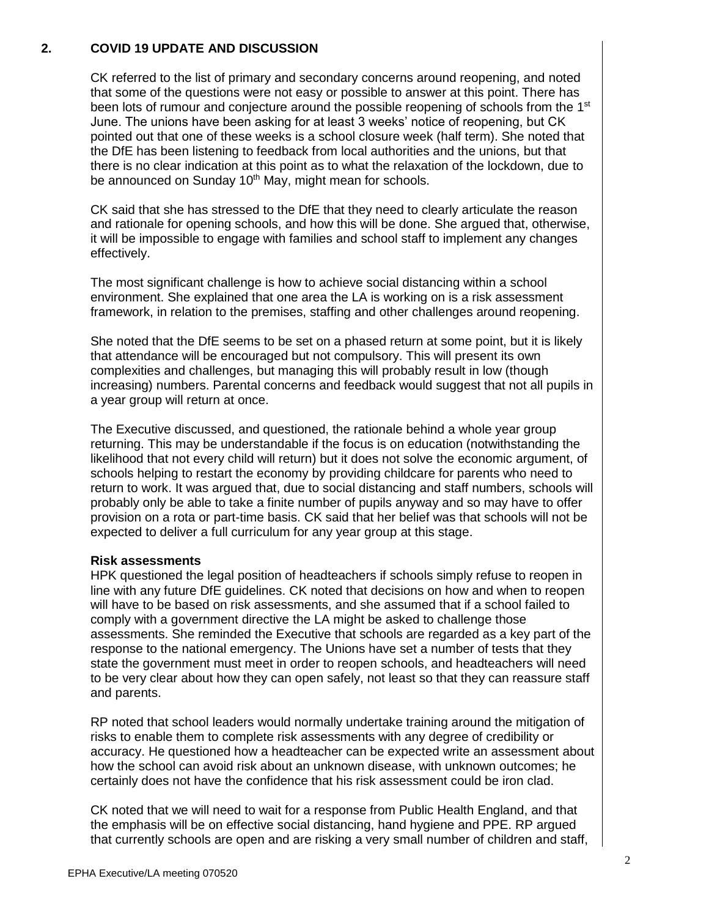## 2. COVID 19 UPDATE AND DISCUSSION

CK referred to the list of primary and secondary concerns around reopening, and noted that some of the questions were not easy or possible to answer at this point. There has been lots of rumour and conjecture around the possible reopening of schools from the 1st June. The unions have been asking for at least 3 weeks' notice of reopening, but CK pointed out that one of these weeks is a school closure week (half term). She noted that the DfE has been listening to feedback from local authorities and the unions, but that there is no clear indication at this point as to what the relaxation of the lockdown, due to be announced on Sunday 10th May, might mean for schools.

CK said that she has stressed to the DfE that they need to clearly articulate the reason and rationale for opening schools, and how this will be done. She argued that, otherwise, it will be impossible to engage with families and school staff to implement any changes effectively.

The most significant challenge is how to achieve social distancing within a school environment. She explained that one area the LA is working on is a risk assessment framework, in relation to the premises, staffing and other challenges around reopening.

She noted that the DfE seems to be set on a phased return at some point, but it is likely that attendance will be encouraged but not compulsory. This will present its own complexities and challenges, but managing this will probably result in low (though increasing) numbers. Parental concerns and feedback would suggest that not all pupils in a year group will return at once.

The Executive discussed, and questioned, the rationale behind a whole year group returning. This may be understandable if the focus is on education (notwithstanding the likelihood that not every child will return) but it does not solve the economic argument, of schools helping to restart the economy by providing childcare for parents who need to return to work. It was argued that, due to social distancing and staff numbers, schools will probably only be able to take a finite number of pupils anyway and so may have to offer provision on a rota or part-time basis. CK said that her belief was that schools will not be expected to deliver a full curriculum for any year group at this stage.

**Risk assessments**

HPK questioned the legal position of headteachers if schools simply refuse to reopen in line with any future DfE guidelines. CK noted that decisions on how and when to reopen will have to be based on risk assessments, and she assumed that if a school failed to comply with a government directive the LA might be asked to challenge those assessments. She reminded the Executive that schools are regarded as a key part of the response to the national emergency. The Unions have set a number of tests that they state the government must meet in order to reopen schools, and headteachers will need to be very clear about how they can open safely, not least so that they can reassure staff and parents.

RP noted that school leaders would normally undertake training around the mitigation of risks to enable them to complete risk assessments with any degree of credibility or accuracy. He questioned how a headteacher can be expected write an assessment about how the school can avoid risk about an unknown disease, with unknown outcomes; he certainly does not have the confidence that his risk assessment could be iron clad.

CK noted that we will need to wait for a response from Public Health England, and that the emphasis will be on effective social distancing, hand hygiene and PPE. RP argued that currently schools are open and are risking a very small number of children and staff,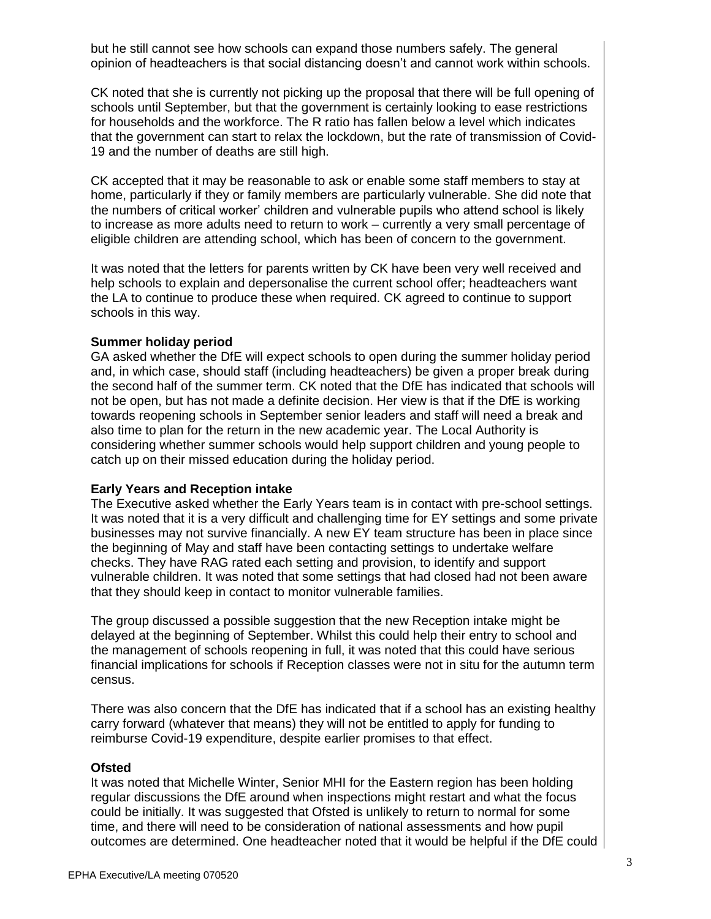but he still cannot see how schools can expand those numbers safely. The general opinion of headteachers is that social distancing doesn't and cannot work within schools.

CK noted that she is currently not picking up the proposal that there will be full opening of schools until September, but that the government is certainly looking to ease restrictions for households and the workforce. The R ratio has fallen below a level which indicates that the government can start to relax the lockdown, but the rate of transmission of Covid-19 and the number of deaths are still high.

CK accepted that it may be reasonable to ask or enable some staff members to stay at home, particularly if they or family members are particularly vulnerable. She did note that the numbers of critical worker' children and vulnerable pupils who attend school is likely to increase as more adults need to return to work – currently a very small percentage of eligible children are attending school, which has been of concern to the government.

It was noted that the letters for parents written by CK have been very well received and help schools to explain and depersonalise the current school offer; headteachers want the LA to continue to produce these when required. CK agreed to continue to support schools in this way.

**Summer holiday period**

GA asked whether the DfE will expect schools to open during the summer holiday period and, in which case, should staff (including headteachers) be given a proper break during the second half of the summer term. CK noted that the DfE has indicated that schools will not be open, but has not made a definite decision. Her view is that if the DfE is working towards reopening schools in September senior leaders and staff will need a break and also time to plan for the return in the new academic year. The Local Authority is considering whether summer schools would help support children and young people to catch up on their missed education during the holiday period.

**Early Years and Reception intake**

The Executive asked whether the Early Years team is in contact with pre-school settings. It was noted that it is a very difficult and challenging time for EY settings and some private businesses may not survive financially. A new EY team structure has been in place since the beginning of May and staff have been contacting settings to undertake welfare checks. They have RAG rated each setting and provision, to identify and support vulnerable children. It was noted that some settings that had closed had not been aware that they should keep in contact to monitor vulnerable families.

The group discussed a possible suggestion that the new Reception intake might be delayed at the beginning of September. Whilst this could help their entry to school and the management of schools reopening in full, it was noted that this could have serious financial implications for schools if Reception classes were not in situ for the autumn term census.

There was also concern that the DfE has indicated that if a school has an existing healthy carry forward (whatever that means) they will not be entitled to apply for funding to reimburse Covid-19 expenditure, despite earlier promises to that effect.

**Ofsted**

It was noted that Michelle Winter, Senior MHI for the Eastern region has been holding regular discussions the DfE around when inspections might restart and what the focus could be initially. It was suggested that Ofsted is unlikely to return to normal for some time, and there will need to be consideration of national assessments and how pupil outcomes are determined. One headteacher noted that it would be helpful if the DfE could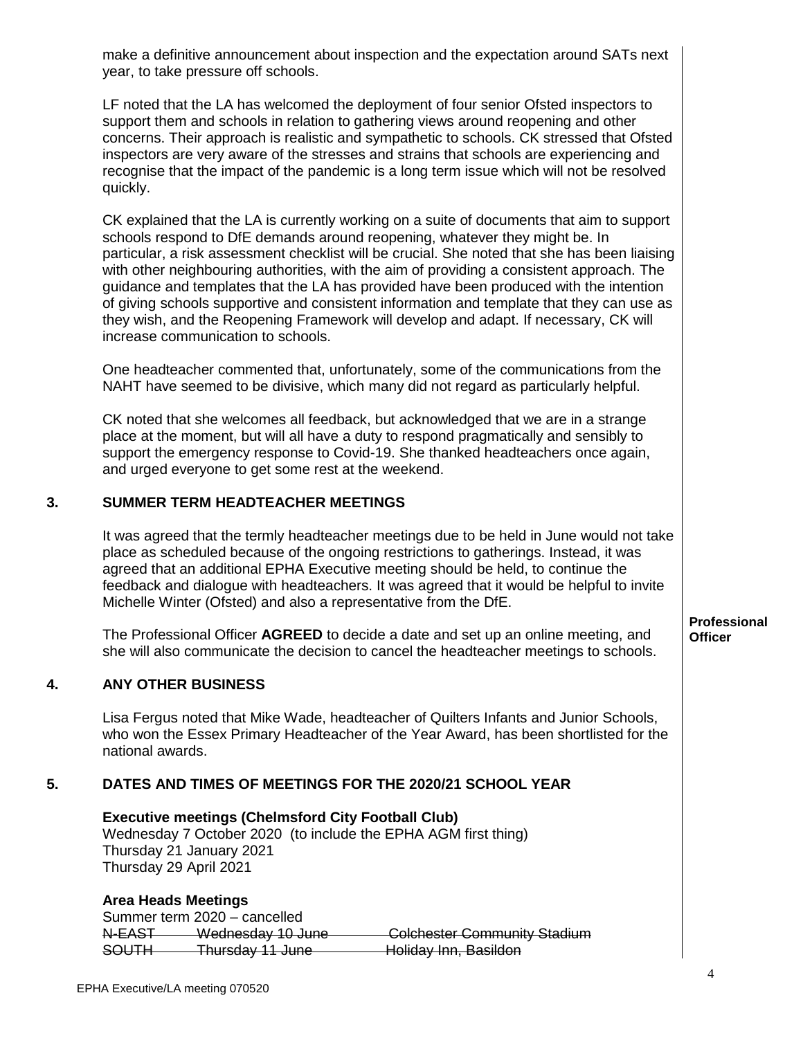make a definitive announcement about inspection and the expectation around SATs next year, to take pressure off schools.

LF noted that the LA has welcomed the deployment of four senior Ofsted inspectors to support them and schools in relation to gathering views around reopening and other concerns. Their approach is realistic and sympathetic to schools. CK stressed that Ofsted inspectors are very aware of the stresses and strains that schools are experiencing and recognise that the impact of the pandemic is a long term issue which will not be resolved quickly.

CK explained that the LA is currently working on a suite of documents that aim to support schools respond to DfE demands around reopening, whatever they might be. In particular, a risk assessment checklist will be crucial. She noted that she has been liaising with other neighbouring authorities, with the aim of providing a consistent approach. The guidance and templates that the LA has provided have been produced with the intention of giving schools supportive and consistent information and template that they can use as they wish, and the Reopening Framework will develop and adapt. If necessary, CK will increase communication to schools.

One headteacher commented that, unfortunately, some of the communications from the NAHT have seemed to be divisive, which many did not regard as particularly helpful.

CK noted that she welcomes all feedback, but acknowledged that we are in a strange place at the moment, but will all have a duty to respond pragmatically and sensibly to support the emergency response to Covid-19. She thanked headteachers once again, and urged everyone to get some rest at the weekend.

## 3. SUMMER TERM HEADTEACHER MEETINGS

It was agreed that the termly headteacher meetings due to be held in June would not take place as scheduled because of the ongoing restrictions to gatherings. Instead, it was agreed that an additional EPHA Executive meeting should be held, to continue the feedback and dialogue with headteachers. It was agreed that it would be helpful to invite Michelle Winter (Ofsted) and also a representative from the DfE.

The Professional Officer **AGREED** to decide a date and set up an online meeting, and she will also communicate the decision to cancel the headteacher meetings to schools. — **Professional Officer**

## 4. ANY OTHER BUSINESS

Lisa Fergus noted that Mike Wade, headteacher of Quilters Infants and Junior Schools, who won the Essex Primary Headteacher of the Year Award, has been shortlisted for the national awards.

## 5. DATES AND TIMES OF MEETINGS FOR THE 2020/21 SCHOOL YEAR

**Executive meetings (Chelmsford City Football Club)**
Wednesday 7 October 2020 (to include the EPHA AGM first thing)
Thursday 21 January 2021
Thursday 29 April 2021

**Area Heads Meetings**
Summer term 2020 – cancelled

| | | |
|---|---|---|
| ~~N-EAST~~ | ~~Wednesday 10 June~~ | ~~Colchester Community Stadium~~ |
| ~~SOUTH~~ | ~~Thursday 11 June~~ | ~~Holiday Inn, Basildon~~ |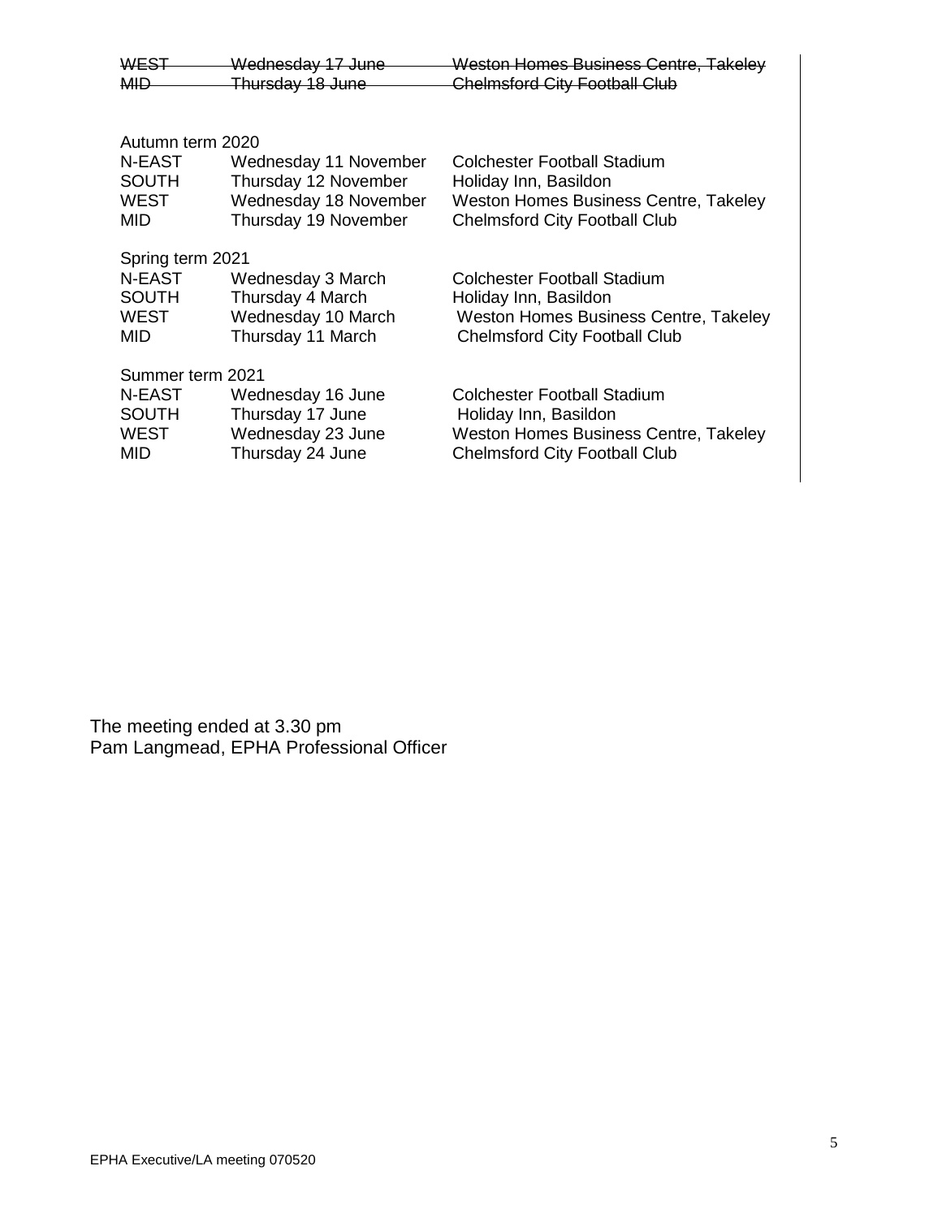| | | |
|---|---|---|
| ~~WEST~~ | ~~Wednesday 17 June~~ | ~~Weston Homes Business Centre, Takeley~~ |
| ~~MID~~ | ~~Thursday 18 June~~ | ~~Chelmsford City Football Club~~ |

Autumn term 2020

| | | |
|---|---|---|
| N-EAST | Wednesday 11 November | Colchester Football Stadium |
| SOUTH | Thursday 12 November | Holiday Inn, Basildon |
| WEST | Wednesday 18 November | Weston Homes Business Centre, Takeley |
| MID | Thursday 19 November | Chelmsford City Football Club |

Spring term 2021

| | | |
|---|---|---|
| N-EAST | Wednesday 3 March | Colchester Football Stadium |
| SOUTH | Thursday 4 March | Holiday Inn, Basildon |
| WEST | Wednesday 10 March | Weston Homes Business Centre, Takeley |
| MID | Thursday 11 March | Chelmsford City Football Club |

Summer term 2021

| | | |
|---|---|---|
| N-EAST | Wednesday 16 June | Colchester Football Stadium |
| SOUTH | Thursday 17 June | Holiday Inn, Basildon |
| WEST | Wednesday 23 June | Weston Homes Business Centre, Takeley |
| MID | Thursday 24 June | Chelmsford City Football Club |

The meeting ended at 3.30 pm
Pam Langmead, EPHA Professional Officer